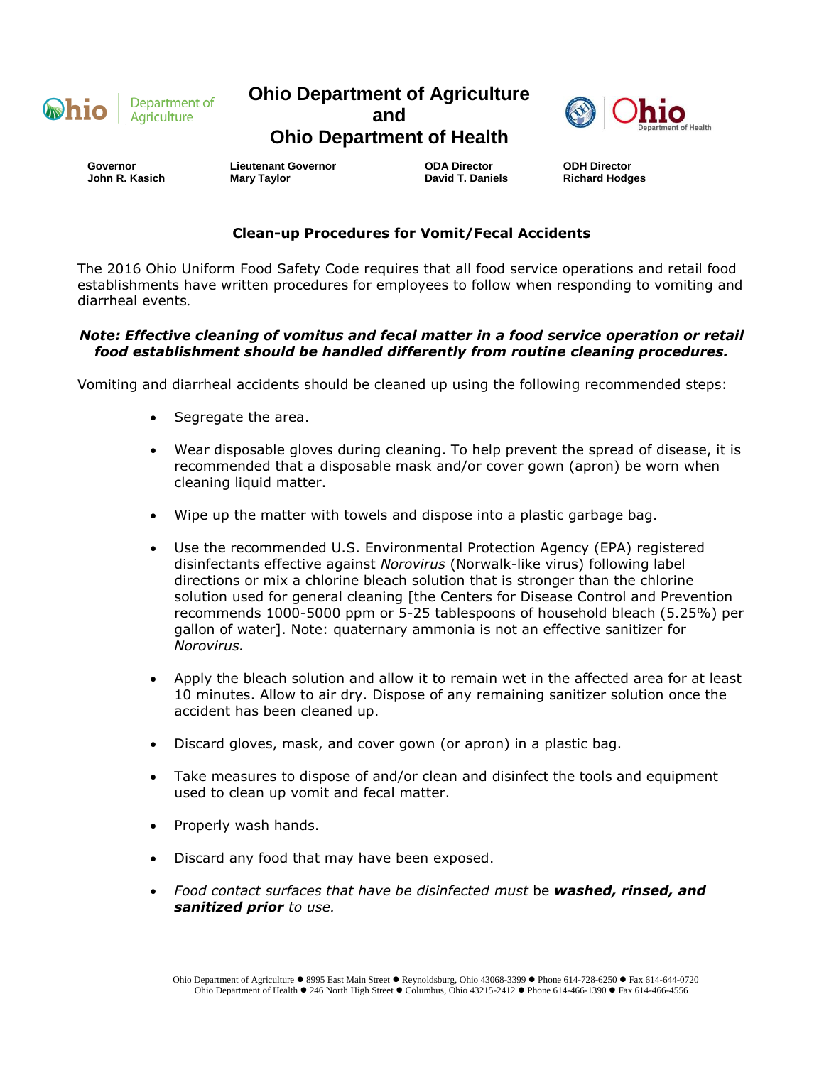# Ohio Department of Agriculture and Ohio Department of Health

| Governor | Lieutenant Governor | ODA Director | ODH Director |
|---|---|---|---|
| John R. Kasich | Mary Taylor | David T. Daniels | Richard Hodges |

## Clean-up Procedures for Vomit/Fecal Accidents

The 2016 Ohio Uniform Food Safety Code requires that all food service operations and retail food establishments have written procedures for employees to follow when responding to vomiting and diarrheal events.

***Note: Effective cleaning of vomitus and fecal matter in a food service operation or retail food establishment should be handled differently from routine cleaning procedures.***

Vomiting and diarrheal accidents should be cleaned up using the following recommended steps:

- Segregate the area.
- Wear disposable gloves during cleaning. To help prevent the spread of disease, it is recommended that a disposable mask and/or cover gown (apron) be worn when cleaning liquid matter.
- Wipe up the matter with towels and dispose into a plastic garbage bag.
- Use the recommended U.S. Environmental Protection Agency (EPA) registered disinfectants effective against *Norovirus* (Norwalk-like virus) following label directions or mix a chlorine bleach solution that is stronger than the chlorine solution used for general cleaning [the Centers for Disease Control and Prevention recommends 1000-5000 ppm or 5-25 tablespoons of household bleach (5.25%) per gallon of water]. Note: quaternary ammonia is not an effective sanitizer for *Norovirus.*
- Apply the bleach solution and allow it to remain wet in the affected area for at least 10 minutes. Allow to air dry. Dispose of any remaining sanitizer solution once the accident has been cleaned up.
- Discard gloves, mask, and cover gown (or apron) in a plastic bag.
- Take measures to dispose of and/or clean and disinfect the tools and equipment used to clean up vomit and fecal matter.
- Properly wash hands.
- Discard any food that may have been exposed.
- *Food contact surfaces that have be disinfected must* be ***washed, rinsed, and sanitized prior*** *to use.*

Ohio Department of Agriculture ● 8995 East Main Street ● Reynoldsburg, Ohio 43068-3399 ● Phone 614-728-6250 ● Fax 614-644-0720
Ohio Department of Health ● 246 North High Street ● Columbus, Ohio 43215-2412 ● Phone 614-466-1390 ● Fax 614-466-4556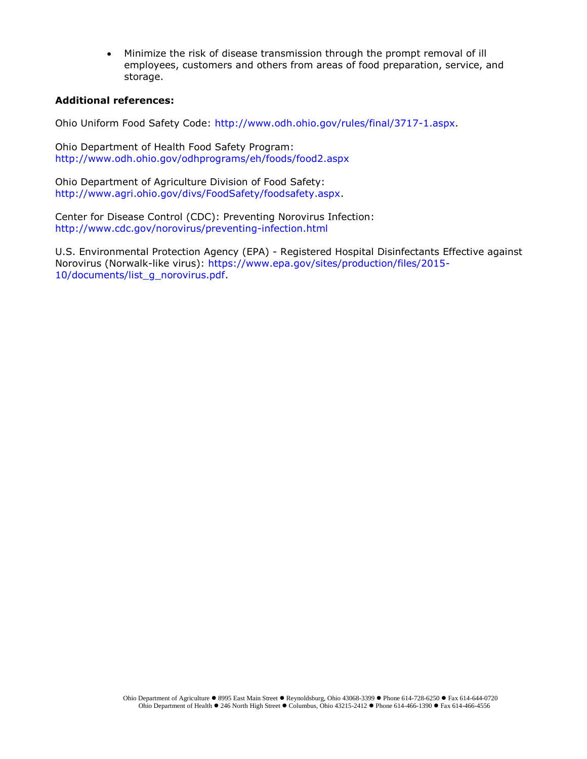- Minimize the risk of disease transmission through the prompt removal of ill employees, customers and others from areas of food preparation, service, and storage.

**Additional references:**

Ohio Uniform Food Safety Code: http://www.odh.ohio.gov/rules/final/3717-1.aspx.

Ohio Department of Health Food Safety Program: http://www.odh.ohio.gov/odhprograms/eh/foods/food2.aspx

Ohio Department of Agriculture Division of Food Safety: http://www.agri.ohio.gov/divs/FoodSafety/foodsafety.aspx.

Center for Disease Control (CDC): Preventing Norovirus Infection: http://www.cdc.gov/norovirus/preventing-infection.html

U.S. Environmental Protection Agency (EPA) - Registered Hospital Disinfectants Effective against Norovirus (Norwalk-like virus): https://www.epa.gov/sites/production/files/2015-10/documents/list_g_norovirus.pdf.

Ohio Department of Agriculture ● 8995 East Main Street ● Reynoldsburg, Ohio 43068-3399 ● Phone 614-728-6250 ● Fax 614-644-0720
Ohio Department of Health ● 246 North High Street ● Columbus, Ohio 43215-2412 ● Phone 614-466-1390 ● Fax 614-466-4556